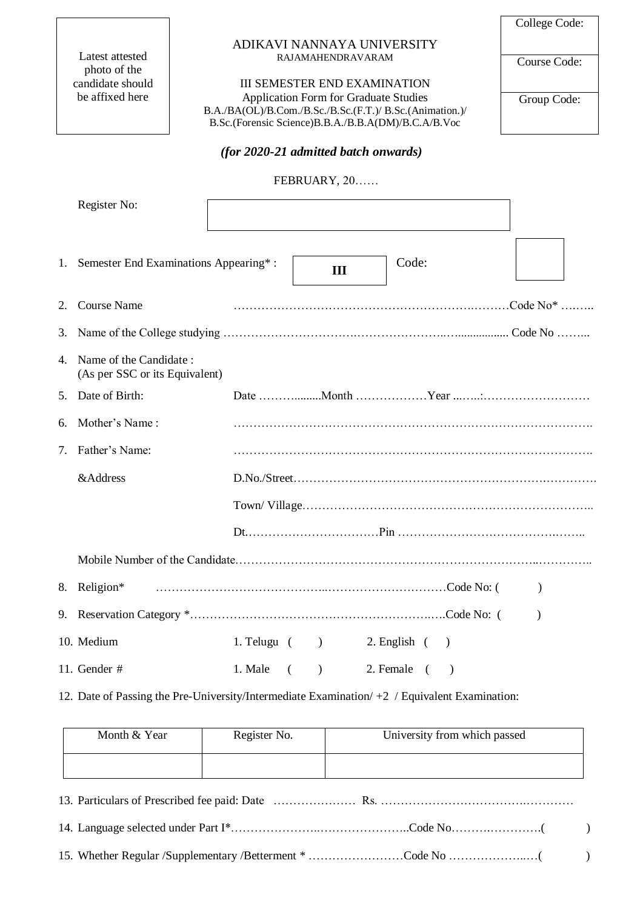Latest attested photo of the candidate should be affixed here

ADIKAVI NANNAYA UNIVERSITY
RAJAMAHENDRAVARAM

III SEMESTER END EXAMINATION
Application Form for Graduate Studies
B.A./BA(OL)/B.Com./B.Sc./B.Sc.(F.T.)/ B.Sc.(Animation.)/ B.Sc.(Forensic Science)B.B.A./B.B.A(DM)/B.C.A/B.Voc

College Code:

Course Code:

Group Code:

***(for 2020-21 admitted batch onwards)***

FEBRUARY, 20……

Register No:

1. Semester End Examinations Appearing* : **III** Code:
2. Course Name ……………………………………………………….………Code No* …..…..
3. Name of the College studying …………………………….…………………..….................. Code No ……..
4. Name of the Candidate : (As per SSC or its Equivalent)
5. Date of Birth: Date ……….........Month ………………Year ...…..:………………………
6. Mother's Name : ……………………………………………………………………………….
7. Father's Name: ……………………………………………………………………………….

   &Address D.No./Street…………………………………………………………….………….

   Town/ Village………………………………………………………………………..

   Dt.……………………………Pin …………………………………….……..

   Mobile Number of the Candidate.……………………………………………………………..…………..
8. Religion* ……………………………………..…………………………Code No: ( )
9. Reservation Category *……………………………………………………..…..Code No: ( )
10. Medium 1. Telugu ( ) 2. English ( )
11. Gender # 1. Male ( ) 2. Female ( )
12. Date of Passing the Pre-University/Intermediate Examination/ +2 / Equivalent Examination:

| Month & Year | Register No. | University from which passed |
|---|---|---|
| | | |

13. Particulars of Prescribed fee paid: Date ………………… Rs. ………………………………….…………
14. Language selected under Part I*…………………..…………………..Code No……….………….( )
15. Whether Regular /Supplementary /Betterment * ……………………Code No ………………..…( )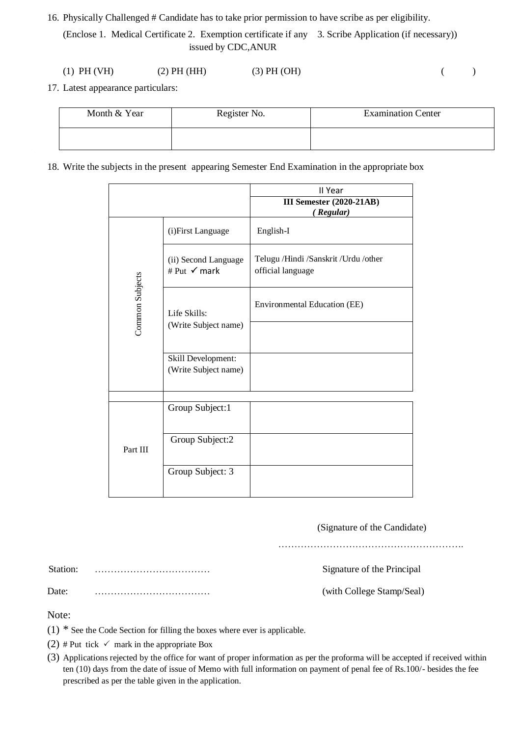16. Physically Challenged # Candidate has to take prior permission to have scribe as per eligibility.

    (Enclose 1. Medical Certificate 2. Exemption certificate if any issued by CDC,ANUR 3. Scribe Application (if necessary))

    (1) PH (VH) (2) PH (HH) (3) PH (OH) ( )

17. Latest appearance particulars:

| Month & Year | Register No. | Examination Center |
|---|---|---|
| | | |

18. Write the subjects in the present appearing Semester End Examination in the appropriate box

| | | II Year<br>**III Semester (2020-21AB)**<br>***( Regular)*** |
|---|---|---|
| Common Subjects | (i)First Language | English-I |
| | (ii) Second Language # Put ✓ mark | Telugu /Hindi /Sanskrit /Urdu /other official language |
| | Life Skills: (Write Subject name) | Environmental Education (EE) |
| | | |
| | Skill Development: (Write Subject name) | |
| | | |
| Part III | Group Subject:1 | |
| | Group Subject:2 | |
| | Group Subject: 3 | |

(Signature of the Candidate)

…………………………………………………

Station: ……………………………… Signature of the Principal

Date: ……………………………… (with College Stamp/Seal)

Note:

(1) * See the Code Section for filling the boxes where ever is applicable.

(2) # Put tick ✓ mark in the appropriate Box

(3) Applications rejected by the office for want of proper information as per the proforma will be accepted if received within ten (10) days from the date of issue of Memo with full information on payment of penal fee of Rs.100/- besides the fee prescribed as per the table given in the application.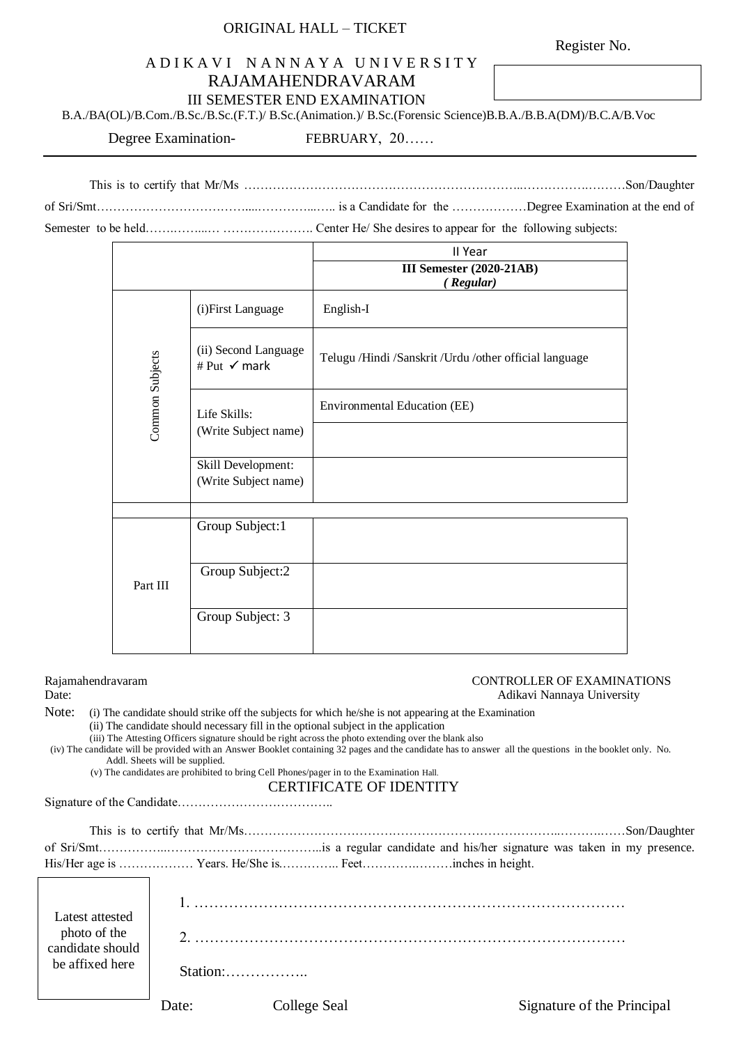ORIGINAL HALL – TICKET

Register No.

# A D I K A V I   N A N N A Y A   U N I V E R S I T Y
## RAJAMAHENDRAVARAM
### III SEMESTER END EXAMINATION

B.A./BA(OL)/B.Com./B.Sc./B.Sc.(F.T.)/ B.Sc.(Animation.)/ B.Sc.(Forensic Science)B.B.A./B.B.A(DM)/B.C.A/B.Voc

Degree Examination-   FEBRUARY, 20……

---

This is to certify that Mr/Ms ……………………………………………………………..…………….………Son/Daughter of Sri/Smt……………………………….....…………...….. is a Candidate for the ………………Degree Examination at the end of Semester to be held…….……...… …………………. Center He/ She desires to appear for the following subjects:

| | | II Year<br>**III Semester (2020-21AB)**<br>***(Regular)*** |
|---|---|---|
| Common Subjects | (i)First Language | English-I |
| | (ii) Second Language<br># Put ✓ mark | Telugu /Hindi /Sanskrit /Urdu /other official language |
| | Life Skills:<br>(Write Subject name) | Environmental Education (EE) |
| | | |
| | Skill Development:<br>(Write Subject name) | |
| | | |
| Part III | Group Subject:1 | |
| | Group Subject:2 | |
| | Group Subject: 3 | |

Rajamahendravaram
Date:

CONTROLLER OF EXAMINATIONS
Adikavi Nannaya University

Note: (i) The candidate should strike off the subjects for which he/she is not appearing at the Examination
(ii) The candidate should necessary fill in the optional subject in the application
(iii) The Attesting Officers signature should be right across the photo extending over the blank also
(iv) The candidate will be provided with an Answer Booklet containing 32 pages and the candidate has to answer all the questions in the booklet only. No. Addl. Sheets will be supplied.
(v) The candidates are prohibited to bring Cell Phones/pager in to the Examination Hall.

## CERTIFICATE OF IDENTITY

Signature of the Candidate………………………………..

This is to certify that Mr/Ms……………………………………………………………………..………..……Son/Daughter of Sri/Smt……………..……………………………..is a regular candidate and his/her signature was taken in my presence. His/Her age is ……………… Years. He/She is………….. Feet………….………inches in height.

Latest attested photo of the candidate should be affixed here

1. ………………………………………………………………………………

2. ………………………………………………………………………………

Station:……………..

Date:   College Seal   Signature of the Principal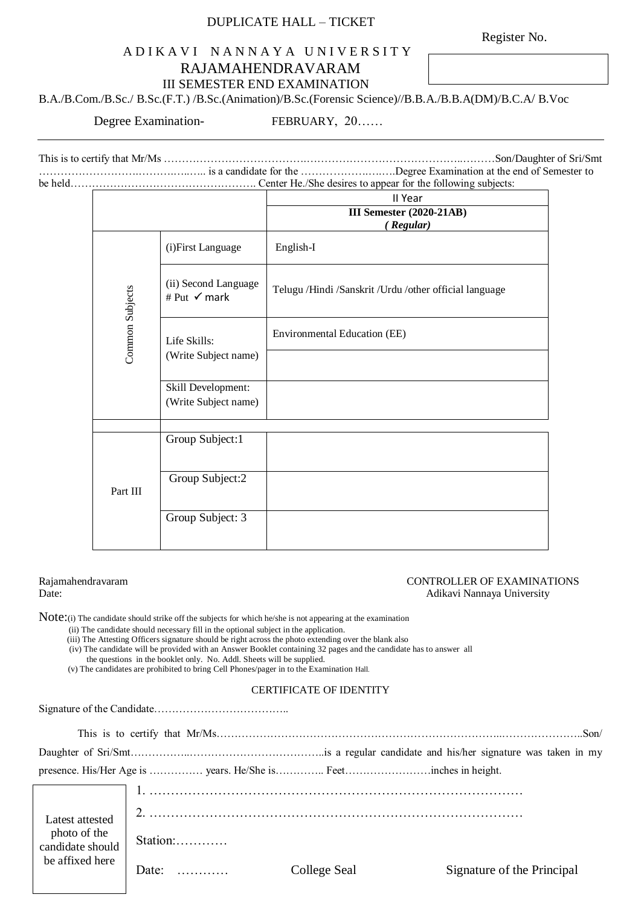DUPLICATE HALL – TICKET

Register No.

# ADIKAVI NANNAYA UNIVERSITY
## RAJAMAHENDRAVARAM
### III SEMESTER END EXAMINATION

B.A./B.Com./B.Sc./ B.Sc.(F.T.) /B.Sc.(Animation)/B.Sc.(Forensic Science)//B.B.A./B.B.A(DM)/B.C.A/ B.Voc

Degree Examination- FEBRUARY, 20……

---

This is to certify that Mr/Ms ……………………………………………………………………………………Son/Daughter of Sri/Smt …………………………………….. is a candidate for the ………………………Degree Examination at the end of Semester to be held……………………………………………. Center He./She desires to appear for the following subjects:

| | | II Year<br>**III Semester (2020-21AB)**<br>***( Regular)*** |
|---|---|---|
| Common Subjects | (i)First Language | English-I |
| | (ii) Second Language # Put ✓ mark | Telugu /Hindi /Sanskrit /Urdu /other official language |
| | Life Skills: (Write Subject name) | Environmental Education (EE) |
| | | |
| | Skill Development: (Write Subject name) | |
| Part III | Group Subject:1 | |
| | Group Subject:2 | |
| | Group Subject: 3 | |

Rajamahendravaram
Date:

CONTROLLER OF EXAMINATIONS
Adikavi Nannaya University

Note:(i) The candidate should strike off the subjects for which he/she is not appearing at the examination
(ii) The candidate should necessary fill in the optional subject in the application.
(iii) The Attesting Officers signature should be right across the photo extending over the blank also
(iv) The candidate will be provided with an Answer Booklet containing 32 pages and the candidate has to answer all the questions in the booklet only. No. Addl. Sheets will be supplied.
(v) The candidates are prohibited to bring Cell Phones/pager in to the Examination Hall.

### CERTIFICATE OF IDENTITY

Signature of the Candidate………………………………..

This is to certify that Mr/Ms……………………………………………………………………………………………..Son/ Daughter of Sri/Smt………………………………………………..is a regular candidate and his/her signature was taken in my presence. His/Her Age is …………… years. He/She is………….. Feet……………………inches in height.

Latest attested photo of the candidate should be affixed here

1. ………………………………………………………………………………

2. ………………………………………………………………………………

Station:…………

Date: ………… College Seal Signature of the Principal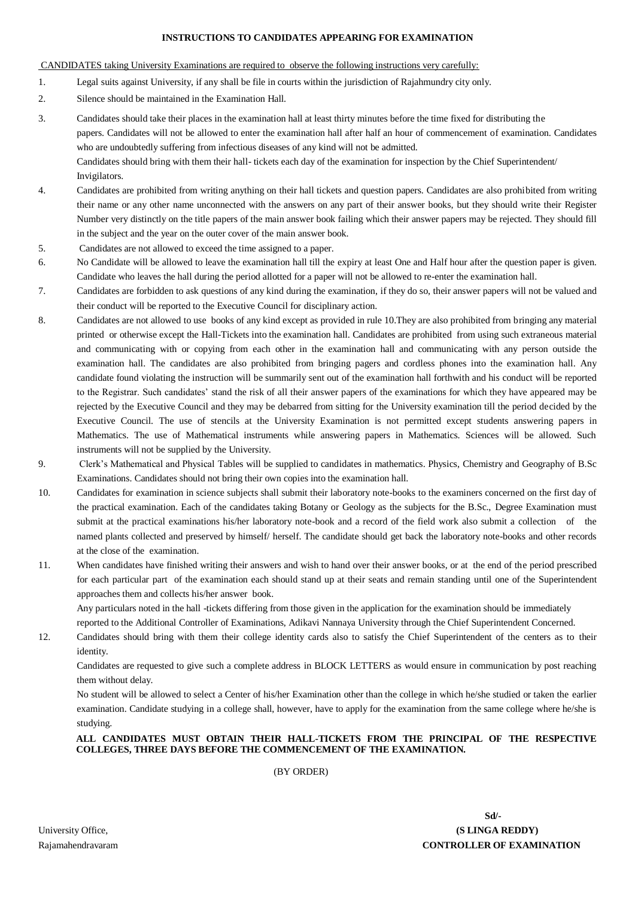**INSTRUCTIONS TO CANDIDATES APPEARING FOR EXAMINATION**

CANDIDATES taking University Examinations are required to observe the following instructions very carefully:

1. Legal suits against University, if any shall be file in courts within the jurisdiction of Rajahmundry city only.
2. Silence should be maintained in the Examination Hall.
3. Candidates should take their places in the examination hall at least thirty minutes before the time fixed for distributing the papers. Candidates will not be allowed to enter the examination hall after half an hour of commencement of examination. Candidates who are undoubtedly suffering from infectious diseases of any kind will not be admitted.
   Candidates should bring with them their hall- tickets each day of the examination for inspection by the Chief Superintendent/ Invigilators.
4. Candidates are prohibited from writing anything on their hall tickets and question papers. Candidates are also prohibited from writing their name or any other name unconnected with the answers on any part of their answer books, but they should write their Register Number very distinctly on the title papers of the main answer book failing which their answer papers may be rejected. They should fill in the subject and the year on the outer cover of the main answer book.
5. Candidates are not allowed to exceed the time assigned to a paper.
6. No Candidate will be allowed to leave the examination hall till the expiry at least One and Half hour after the question paper is given. Candidate who leaves the hall during the period allotted for a paper will not be allowed to re-enter the examination hall.
7. Candidates are forbidden to ask questions of any kind during the examination, if they do so, their answer papers will not be valued and their conduct will be reported to the Executive Council for disciplinary action.
8. Candidates are not allowed to use books of any kind except as provided in rule 10.They are also prohibited from bringing any material printed or otherwise except the Hall-Tickets into the examination hall. Candidates are prohibited from using such extraneous material and communicating with or copying from each other in the examination hall and communicating with any person outside the examination hall. The candidates are also prohibited from bringing pagers and cordless phones into the examination hall. Any candidate found violating the instruction will be summarily sent out of the examination hall forthwith and his conduct will be reported to the Registrar. Such candidates' stand the risk of all their answer papers of the examinations for which they have appeared may be rejected by the Executive Council and they may be debarred from sitting for the University examination till the period decided by the Executive Council. The use of stencils at the University Examination is not permitted except students answering papers in Mathematics. The use of Mathematical instruments while answering papers in Mathematics. Sciences will be allowed. Such instruments will not be supplied by the University.
9. Clerk's Mathematical and Physical Tables will be supplied to candidates in mathematics. Physics, Chemistry and Geography of B.Sc Examinations. Candidates should not bring their own copies into the examination hall.
10. Candidates for examination in science subjects shall submit their laboratory note-books to the examiners concerned on the first day of the practical examination. Each of the candidates taking Botany or Geology as the subjects for the B.Sc., Degree Examination must submit at the practical examinations his/her laboratory note-book and a record of the field work also submit a collection of the named plants collected and preserved by himself/ herself. The candidate should get back the laboratory note-books and other records at the close of the examination.
11. When candidates have finished writing their answers and wish to hand over their answer books, or at the end of the period prescribed for each particular part of the examination each should stand up at their seats and remain standing until one of the Superintendent approaches them and collects his/her answer book.
    Any particulars noted in the hall -tickets differing from those given in the application for the examination should be immediately reported to the Additional Controller of Examinations, Adikavi Nannaya University through the Chief Superintendent Concerned.
12. Candidates should bring with them their college identity cards also to satisfy the Chief Superintendent of the centers as to their identity.
    Candidates are requested to give such a complete address in BLOCK LETTERS as would ensure in communication by post reaching them without delay.
    No student will be allowed to select a Center of his/her Examination other than the college in which he/she studied or taken the earlier examination. Candidate studying in a college shall, however, have to apply for the examination from the same college where he/she is studying.

**ALL CANDIDATES MUST OBTAIN THEIR HALL-TICKETS FROM THE PRINCIPAL OF THE RESPECTIVE COLLEGES, THREE DAYS BEFORE THE COMMENCEMENT OF THE EXAMINATION.**

(BY ORDER)

**Sd/-**
**(S LINGA REDDY)**
**CONTROLLER OF EXAMINATION**

University Office,
Rajamahendravaram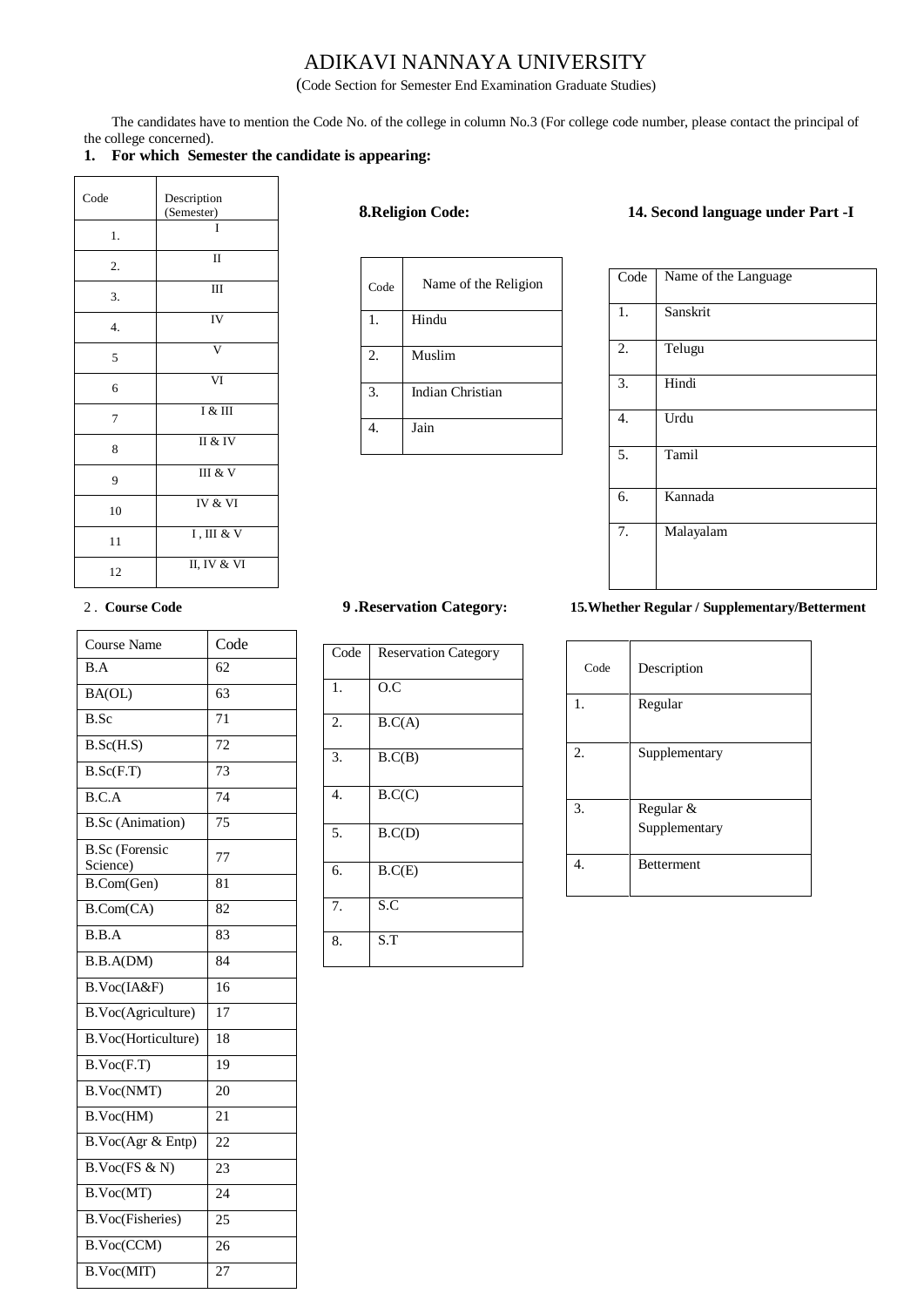# ADIKAVI NANNAYA UNIVERSITY

(Code Section for Semester End Examination Graduate Studies)

The candidates have to mention the Code No. of the college in column No.3 (For college code number, please contact the principal of the college concerned).

**1. For which Semester the candidate is appearing:**

| Code | Description (Semester) |
|---|---|
| 1. | I |
| 2. | II |
| 3. | III |
| 4. | IV |
| 5 | V |
| 6 | VI |
| 7 | I & III |
| 8 | II & IV |
| 9 | III & V |
| 10 | IV & VI |
| 11 | I , III & V |
| 12 | II, IV & VI |

**8.Religion Code:**

| Code | Name of the Religion |
|---|---|
| 1. | Hindu |
| 2. | Muslim |
| 3. | Indian Christian |
| 4. | Jain |

**14. Second language under Part -I**

| Code | Name of the Language |
|---|---|
| 1. | Sanskrit |
| 2. | Telugu |
| 3. | Hindi |
| 4. | Urdu |
| 5. | Tamil |
| 6. | Kannada |
| 7. | Malayalam |

**2 . Course Code**

| Course Name | Code |
|---|---|
| B.A | 62 |
| BA(OL) | 63 |
| B.Sc | 71 |
| B.Sc(H.S) | 72 |
| B.Sc(F.T) | 73 |
| B.C.A | 74 |
| B.Sc (Animation) | 75 |
| B.Sc (Forensic Science) | 77 |
| B.Com(Gen) | 81 |
| B.Com(CA) | 82 |
| B.B.A | 83 |
| B.B.A(DM) | 84 |
| B.Voc(IA&F) | 16 |
| B.Voc(Agriculture) | 17 |
| B.Voc(Horticulture) | 18 |
| B.Voc(F.T) | 19 |
| B.Voc(NMT) | 20 |
| B.Voc(HM) | 21 |
| B.Voc(Agr & Entp) | 22 |
| B.Voc(FS & N) | 23 |
| B.Voc(MT) | 24 |
| B.Voc(Fisheries) | 25 |
| B.Voc(CCM) | 26 |
| B.Voc(MIT) | 27 |

**9 .Reservation Category:**

| Code | Reservation Category |
|---|---|
| 1. | O.C |
| 2. | B.C(A) |
| 3. | B.C(B) |
| 4. | B.C(C) |
| 5. | B.C(D) |
| 6. | B.C(E) |
| 7. | S.C |
| 8. | S.T |

**15.Whether Regular / Supplementary/Betterment**

| Code | Description |
|---|---|
| 1. | Regular |
| 2. | Supplementary |
| 3. | Regular & Supplementary |
| 4. | Betterment |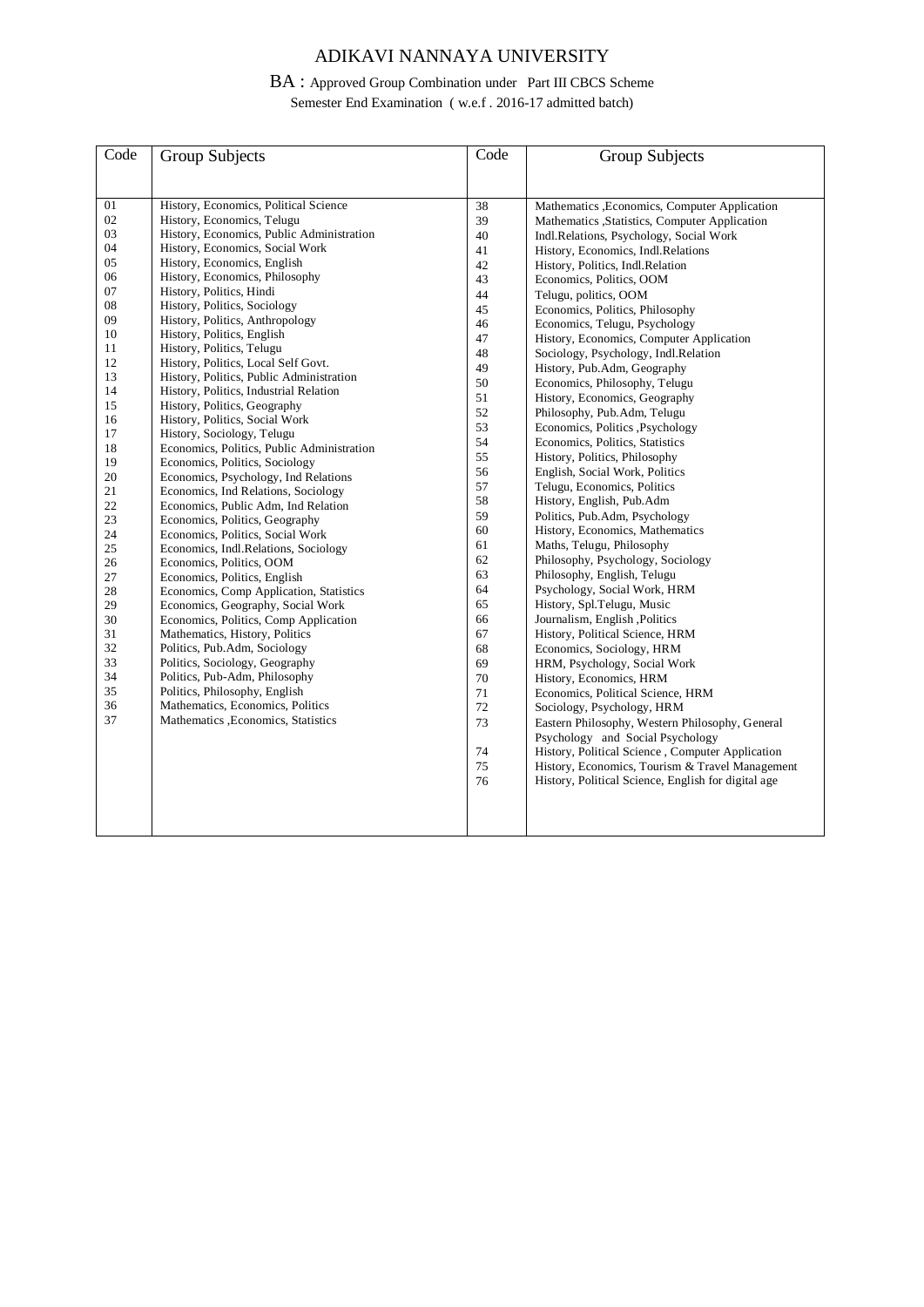# ADIKAVI NANNAYA UNIVERSITY

BA : Approved Group Combination under Part III CBCS Scheme

Semester End Examination ( w.e.f . 2016-17 admitted batch)

| Code | Group Subjects | Code | Group Subjects |
|---|---|---|---|
| 01 | History, Economics, Political Science | 38 | Mathematics ,Economics, Computer Application |
| 02 | History, Economics, Telugu | 39 | Mathematics ,Statistics, Computer Application |
| 03 | History, Economics, Public Administration | 40 | Indl.Relations, Psychology, Social Work |
| 04 | History, Economics, Social Work | 41 | History, Economics, Indl.Relations |
| 05 | History, Economics, English | 42 | History, Politics, Indl.Relation |
| 06 | History, Economics, Philosophy | 43 | Economics, Politics, OOM |
| 07 | History, Politics, Hindi | 44 | Telugu, politics, OOM |
| 08 | History, Politics, Sociology | 45 | Economics, Politics, Philosophy |
| 09 | History, Politics, Anthropology | 46 | Economics, Telugu, Psychology |
| 10 | History, Politics, English | 47 | History, Economics, Computer Application |
| 11 | History, Politics, Telugu | 48 | Sociology, Psychology, Indl.Relation |
| 12 | History, Politics, Local Self Govt. | 49 | History, Pub.Adm, Geography |
| 13 | History, Politics, Public Administration | 50 | Economics, Philosophy, Telugu |
| 14 | History, Politics, Industrial Relation | 51 | History, Economics, Geography |
| 15 | History, Politics, Geography | 52 | Philosophy, Pub.Adm, Telugu |
| 16 | History, Politics, Social Work | 53 | Economics, Politics ,Psychology |
| 17 | History, Sociology, Telugu | 54 | Economics, Politics, Statistics |
| 18 | Economics, Politics, Public Administration | 55 | History, Politics, Philosophy |
| 19 | Economics, Politics, Sociology | 56 | English, Social Work, Politics |
| 20 | Economics, Psychology, Ind Relations | 57 | Telugu, Economics, Politics |
| 21 | Economics, Ind Relations, Sociology | 58 | History, English, Pub.Adm |
| 22 | Economics, Public Adm, Ind Relation | 59 | Politics, Pub.Adm, Psychology |
| 23 | Economics, Politics, Geography | 60 | History, Economics, Mathematics |
| 24 | Economics, Politics, Social Work | 61 | Maths, Telugu, Philosophy |
| 25 | Economics, Indl.Relations, Sociology | 62 | Philosophy, Psychology, Sociology |
| 26 | Economics, Politics, OOM | 63 | Philosophy, English, Telugu |
| 27 | Economics, Politics, English | 64 | Psychology, Social Work, HRM |
| 28 | Economics, Comp Application, Statistics | 65 | History, Spl.Telugu, Music |
| 29 | Economics, Geography, Social Work | 66 | Journalism, English ,Politics |
| 30 | Economics, Politics, Comp Application | 67 | History, Political Science, HRM |
| 31 | Mathematics, History, Politics | 68 | Economics, Sociology, HRM |
| 32 | Politics, Pub.Adm, Sociology | 69 | HRM, Psychology, Social Work |
| 33 | Politics, Sociology, Geography | 70 | History, Economics, HRM |
| 34 | Politics, Pub-Adm, Philosophy | 71 | Economics, Political Science, HRM |
| 35 | Politics, Philosophy, English | 72 | Sociology, Psychology, HRM |
| 36 | Mathematics, Economics, Politics | 73 | Eastern Philosophy, Western Philosophy, General Psychology and Social Psychology |
| 37 | Mathematics ,Economics, Statistics | 74 | History, Political Science , Computer Application |
| | | 75 | History, Economics, Tourism & Travel Management |
| | | 76 | History, Political Science, English for digital age |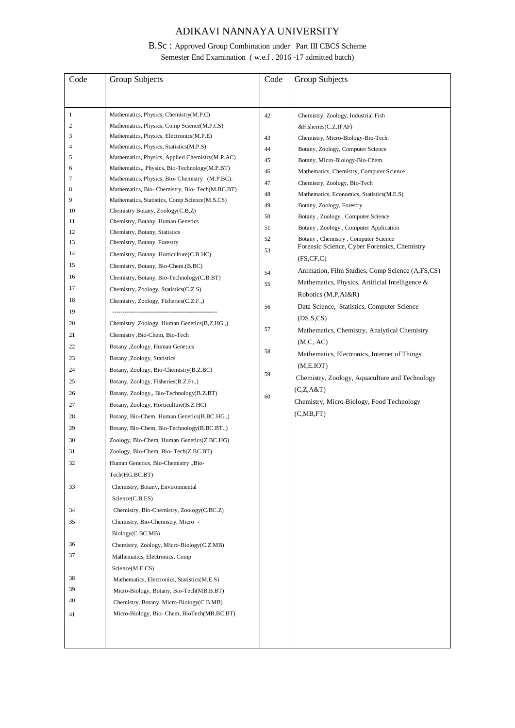# ADIKAVI NANNAYA UNIVERSITY

B.Sc : Approved Group Combination under Part III CBCS Scheme

Semester End Examination ( w.e.f . 2016 -17 admitted batch)

| Code | Group Subjects | Code | Group Subjects |
|---|---|---|---|
| 1 | Mathematics, Physics, Chemistry(M.P.C) | 42 | Chemistry, Zoology, Industrial Fish &Fisheries(C.Z.IFAF) |
| 2 | Mathematics, Physics, Comp Science(M.P.CS) | 43 | Chemistry, Micro-Biology-Bio-Tech. |
| 3 | Mathematics, Physics, Electronics(M.P.E) | 44 | Botany, Zoology, Computer Science |
| 4 | Mathematics, Physics, Statistics(M.P.S) | 45 | Botany, Micro-Biology-Bio-Chem. |
| 5 | Mathematics, Physics, Applied Chemistry(M.P.AC) | 46 | Mathematics, Chemistry, Computer Science |
| 6 | Mathematics,, Physics, Bio-Technology(M.P.BT) | 47 | Chemistry, Zoology, Bio-Tech |
| 7 | Mathematics, Physics, Bio- Chemistry (M.P.BC). | 48 | Mathematics, Economics, Statistics(M.E.S) |
| 8 | Mathematics, Bio- Chemistry, Bio- Tech(M.BC.BT) | 49 | Botany, Zoology, Forestry |
| 9 | Mathematics, Statistics, Comp.Science(M.S.CS) | 50 | Botany , Zoology , Computer Science |
| 10 | Chemistry Botany, Zoology(C.B.Z) | 51 | Botany , Zoology , Computer Application |
| 11 | Chemistry, Botany, Human Genetics | 52 | Botany , Chemistry , Computer Science |
| 12 | Chemistry, Botany, Statistics | 53 | Forensic Science, Cyber Forensics, Chemistry (FS,CF,C) |
| 13 | Chemistry, Botany, Forestry | 54 | Animation, Film Studies, Comp Science (A,FS,CS) |
| 14 | Chemistry, Botany, Horticulture(C.B.HC) | 55 | Mathematics, Physics, Artificial Intelligence & Robotics (M,P,AI&R) |
| 15 | Chemistry, Botany, Bio-Chem.(B.BC) | 56 | Data Science, Statistics, Computer Science (DS,S,CS) |
| 16 | Chemistry, Botany, Bio-Technology(C.B.BT) | 57 | Mathematics, Chemistry, Analytical Chemistry (M,C, AC) |
| 17 | Chemistry, Zoology, Statistics(C.Z.S) | 58 | Mathematics, Electronics, Internet of Things (M,E.IOT) |
| 18 | Chemistry, Zoology, Fisheries(C.Z.F.,) | 59 | Chemistry, Zoology, Aquaculture and Technology (C,Z,A&T) |
| 19 | --------------------------------------------------- | 60 | Chemistry, Micro-Biology, Food Technology (C,MB,FT) |
| 20 | Chemistry ,Zoology, Human Genetics(B,Z,HG.,) | | |
| 21 | Chemistry ,Bio-Chem, Bio-Tech | | |
| 22 | Botany ,Zoology, Human Genetics | | |
| 23 | Botany ,Zoology, Statistics | | |
| 24 | Botany, Zoology, Bio-Chemistry(B.Z.BC) | | |
| 25 | Botany, Zoology, Fisheries(B.Z.Fr.,) | | |
| 26 | Botany, Zoology,, Bio-Technology(B.Z.BT) | | |
| 27 | Botany, Zoology, Horticulture(B.Z.HC) | | |
| 28 | Botany, Bio-Chem, Human Genetics(B.BC.HG.,) | | |
| 29 | Botany, Bio-Chem, Bio-Technology(B.BC.BT.,) | | |
| 30 | Zoology, Bio-Chem, Human Genetics(Z.BC.HG) | | |
| 31 | Zoology, Bio-Chem, Bio- Tech(Z.BC.BT) | | |
| 32 | Human Genetics, Bio-Chemistry .,Bio-Tech(HG.BC.BT) | | |
| 33 | Chemistry, Botany, Environmental Science(C.B.ES) | | |
| 34 | Chemistry, Bio-Chemistry, Zoology(C.BC.Z) | | |
| 35 | Chemistry, Bio-Chemistry, Micro - Biology(C.BC.MB) | | |
| 36 | Chemistry, Zoology, Micro-Biology(C.Z.MB) | | |
| 37 | Mathematics, Electronics, Comp Science(M.E.CS) | | |
| 38 | Mathematics, Electronics, Statistics(M.E.S) | | |
| 39 | Micro-Biology, Botany, Bio-Tech(MB.B.BT) | | |
| 40 | Chemistry, Botany, Micro-Biology(C.B.MB) | | |
| 41 | Micro-Biology, Bio- Chem, BioTech(MB.BC.BT) | | |